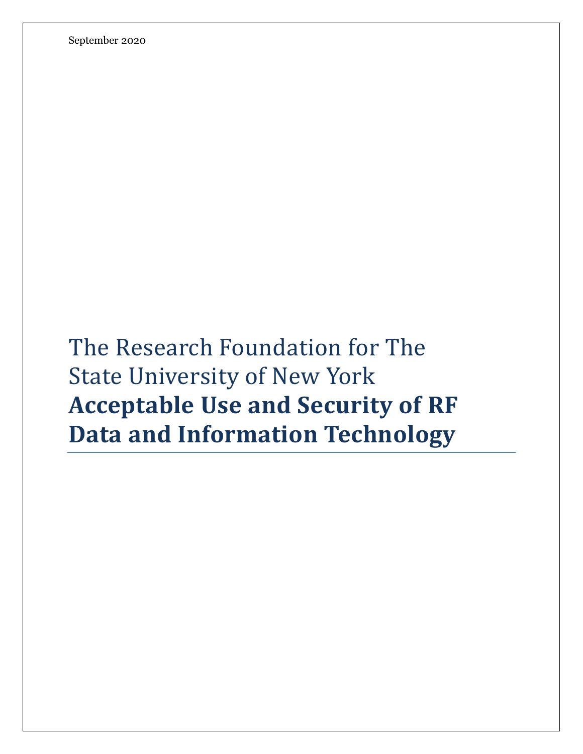September 2020

# The Research Foundation for The State University of New York

# **Acceptable Use and Security of RF Data and Information Technology**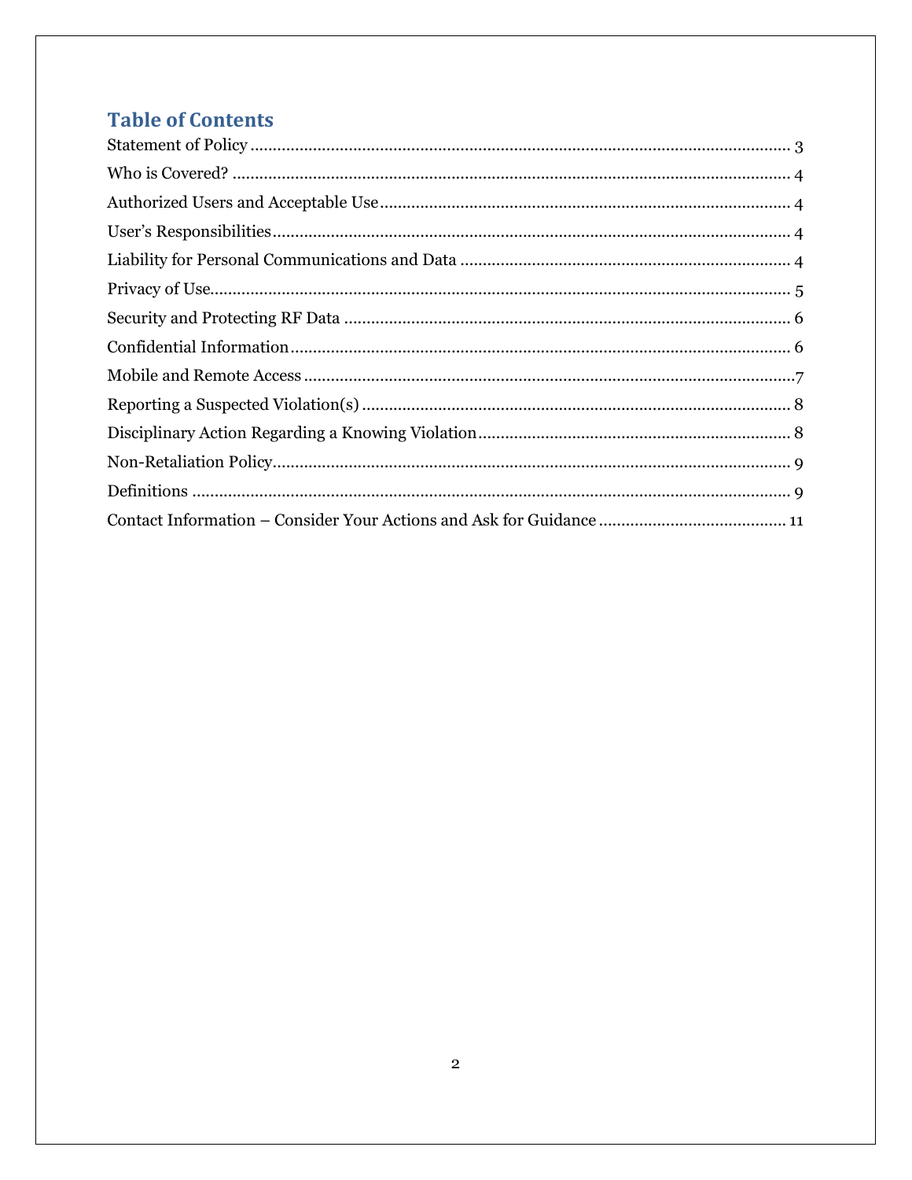## Table of Contents

Statement of Policy ........................................................................................................... 3
Who is Covered? ................................................................................................................ 4
Authorized Users and Acceptable Use ............................................................................. 4
User's Responsibilities ....................................................................................................... 4
Liability for Personal Communications and Data ............................................................ 4
Privacy of Use .................................................................................................................... 5
Security and Protecting RF Data ....................................................................................... 6
Confidential Information ................................................................................................... 6
Mobile and Remote Access ............................................................................................... 7
Reporting a Suspected Violation(s) .................................................................................. 8
Disciplinary Action Regarding a Knowing Violation ........................................................ 8
Non-Retaliation Policy ....................................................................................................... 9
Definitions ......................................................................................................................... 9
Contact Information – Consider Your Actions and Ask for Guidance ............................ 11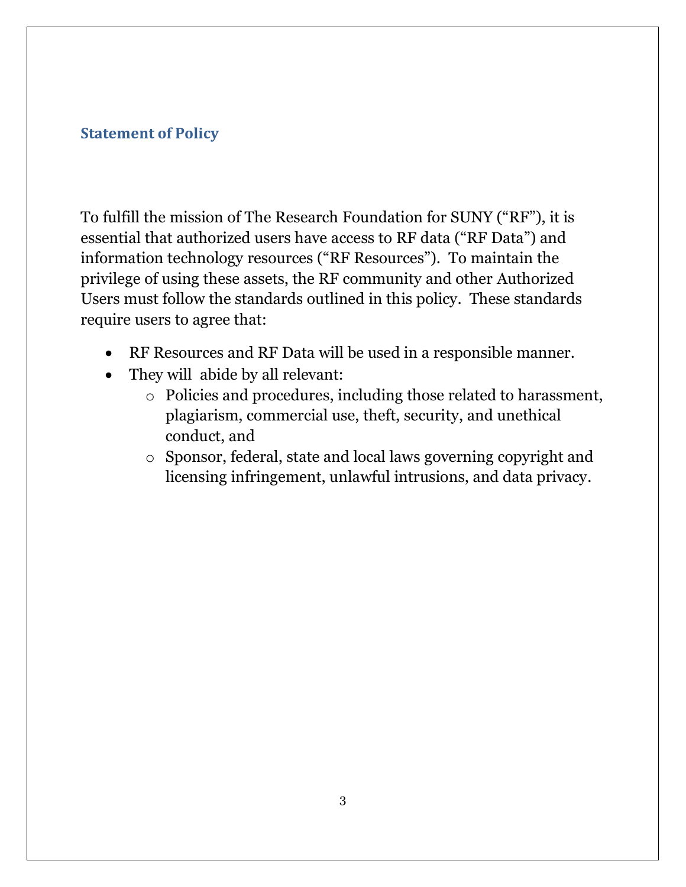## Statement of Policy

To fulfill the mission of The Research Foundation for SUNY ("RF"), it is essential that authorized users have access to RF data ("RF Data") and information technology resources ("RF Resources"). To maintain the privilege of using these assets, the RF community and other Authorized Users must follow the standards outlined in this policy. These standards require users to agree that:

- RF Resources and RF Data will be used in a responsible manner.
- They will abide by all relevant:
  - Policies and procedures, including those related to harassment, plagiarism, commercial use, theft, security, and unethical conduct, and
  - Sponsor, federal, state and local laws governing copyright and licensing infringement, unlawful intrusions, and data privacy.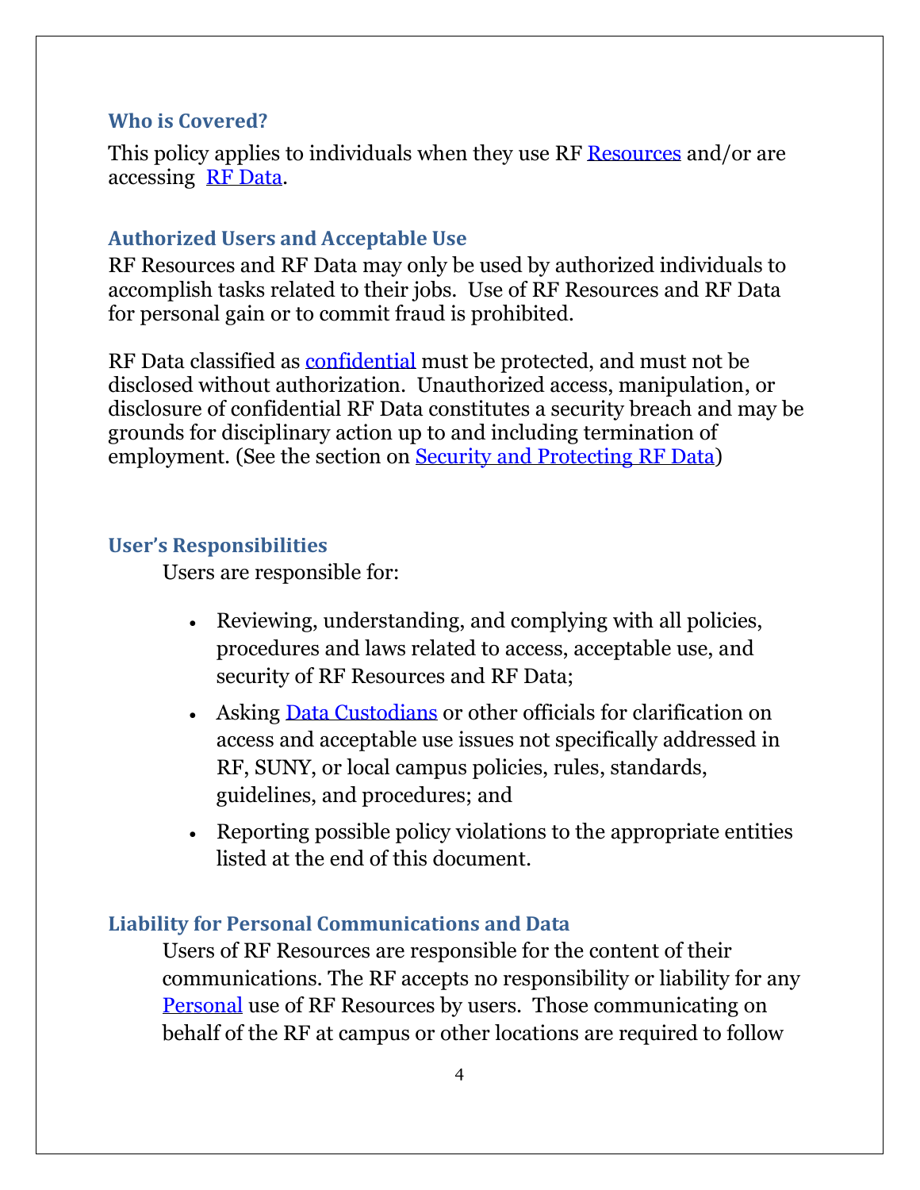### Who is Covered?

This policy applies to individuals when they use RF Resources and/or are accessing RF Data.

### Authorized Users and Acceptable Use

RF Resources and RF Data may only be used by authorized individuals to accomplish tasks related to their jobs. Use of RF Resources and RF Data for personal gain or to commit fraud is prohibited.

RF Data classified as confidential must be protected, and must not be disclosed without authorization. Unauthorized access, manipulation, or disclosure of confidential RF Data constitutes a security breach and may be grounds for disciplinary action up to and including termination of employment. (See the section on Security and Protecting RF Data)

### User's Responsibilities

Users are responsible for:

- Reviewing, understanding, and complying with all policies, procedures and laws related to access, acceptable use, and security of RF Resources and RF Data;
- Asking Data Custodians or other officials for clarification on access and acceptable use issues not specifically addressed in RF, SUNY, or local campus policies, rules, standards, guidelines, and procedures; and
- Reporting possible policy violations to the appropriate entities listed at the end of this document.

### Liability for Personal Communications and Data

Users of RF Resources are responsible for the content of their communications. The RF accepts no responsibility or liability for any Personal use of RF Resources by users. Those communicating on behalf of the RF at campus or other locations are required to follow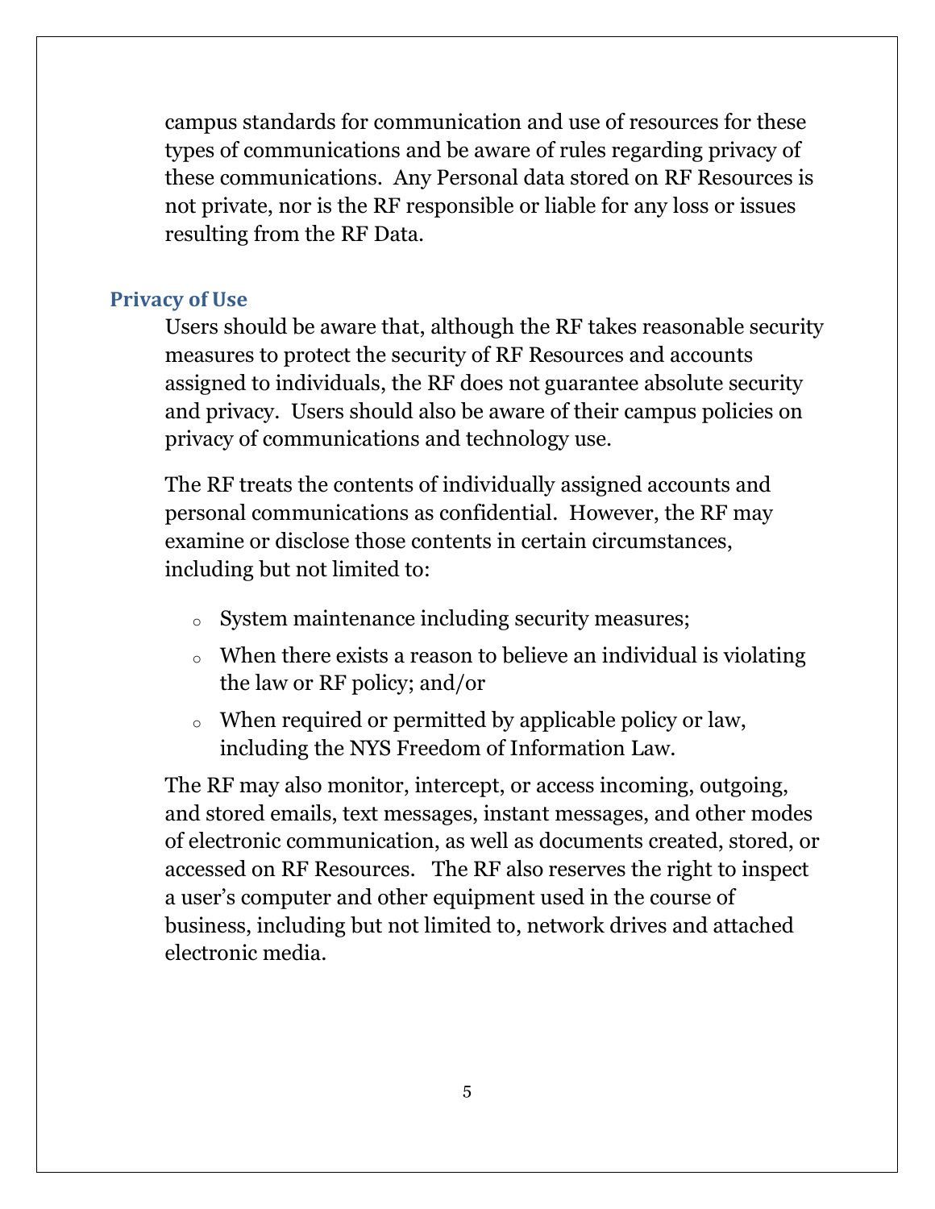campus standards for communication and use of resources for these types of communications and be aware of rules regarding privacy of these communications. Any Personal data stored on RF Resources is not private, nor is the RF responsible or liable for any loss or issues resulting from the RF Data.

### Privacy of Use

Users should be aware that, although the RF takes reasonable security measures to protect the security of RF Resources and accounts assigned to individuals, the RF does not guarantee absolute security and privacy. Users should also be aware of their campus policies on privacy of communications and technology use.

The RF treats the contents of individually assigned accounts and personal communications as confidential. However, the RF may examine or disclose those contents in certain circumstances, including but not limited to:

- System maintenance including security measures;
- When there exists a reason to believe an individual is violating the law or RF policy; and/or
- When required or permitted by applicable policy or law, including the NYS Freedom of Information Law.

The RF may also monitor, intercept, or access incoming, outgoing, and stored emails, text messages, instant messages, and other modes of electronic communication, as well as documents created, stored, or accessed on RF Resources. The RF also reserves the right to inspect a user's computer and other equipment used in the course of business, including but not limited to, network drives and attached electronic media.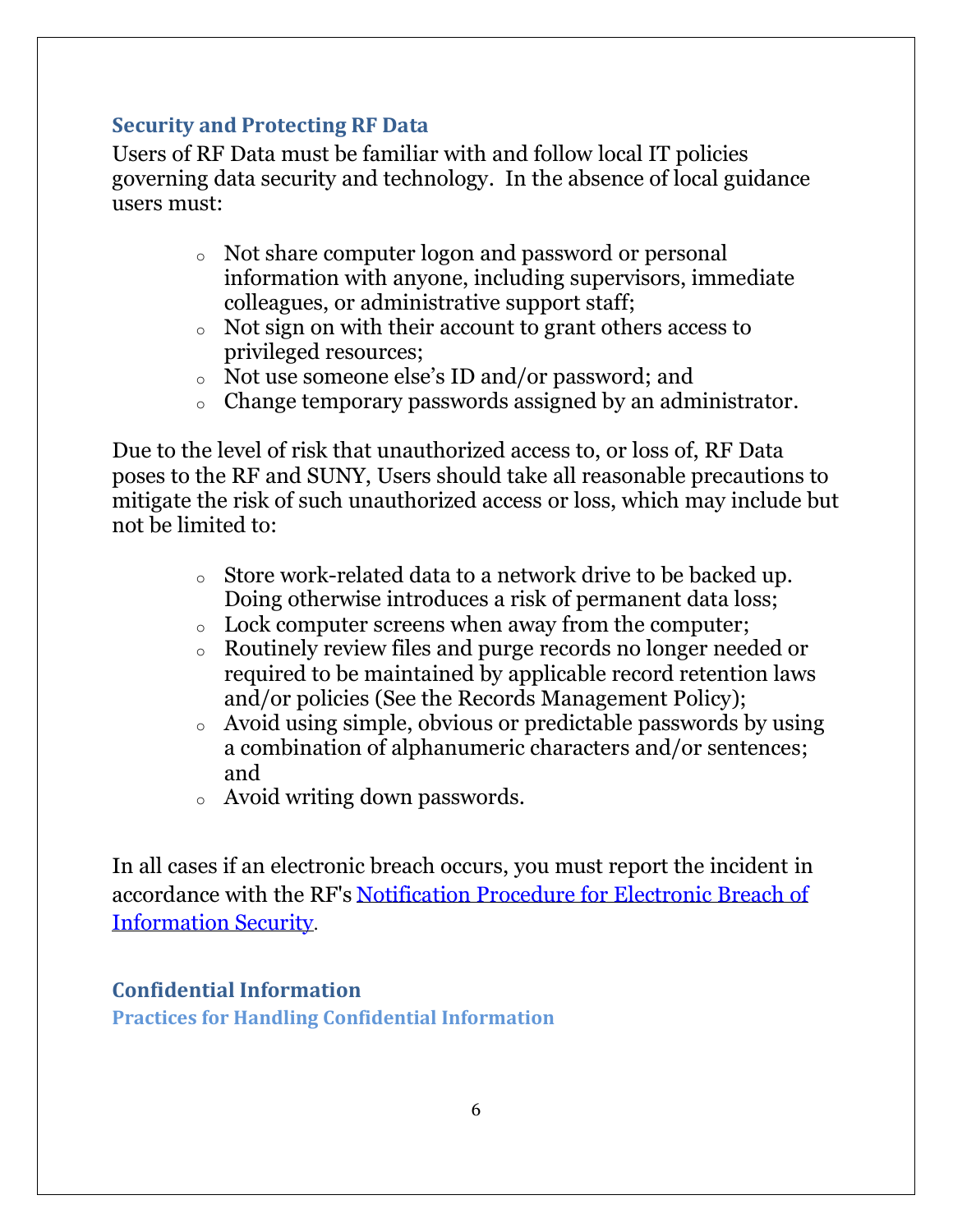## Security and Protecting RF Data

Users of RF Data must be familiar with and follow local IT policies governing data security and technology. In the absence of local guidance users must:

- Not share computer logon and password or personal information with anyone, including supervisors, immediate colleagues, or administrative support staff;
- Not sign on with their account to grant others access to privileged resources;
- Not use someone else's ID and/or password; and
- Change temporary passwords assigned by an administrator.

Due to the level of risk that unauthorized access to, or loss of, RF Data poses to the RF and SUNY, Users should take all reasonable precautions to mitigate the risk of such unauthorized access or loss, which may include but not be limited to:

- Store work-related data to a network drive to be backed up. Doing otherwise introduces a risk of permanent data loss;
- Lock computer screens when away from the computer;
- Routinely review files and purge records no longer needed or required to be maintained by applicable record retention laws and/or policies (See the Records Management Policy);
- Avoid using simple, obvious or predictable passwords by using a combination of alphanumeric characters and/or sentences; and
- Avoid writing down passwords.

In all cases if an electronic breach occurs, you must report the incident in accordance with the RF's Notification Procedure for Electronic Breach of Information Security.

## Confidential Information

### Practices for Handling Confidential Information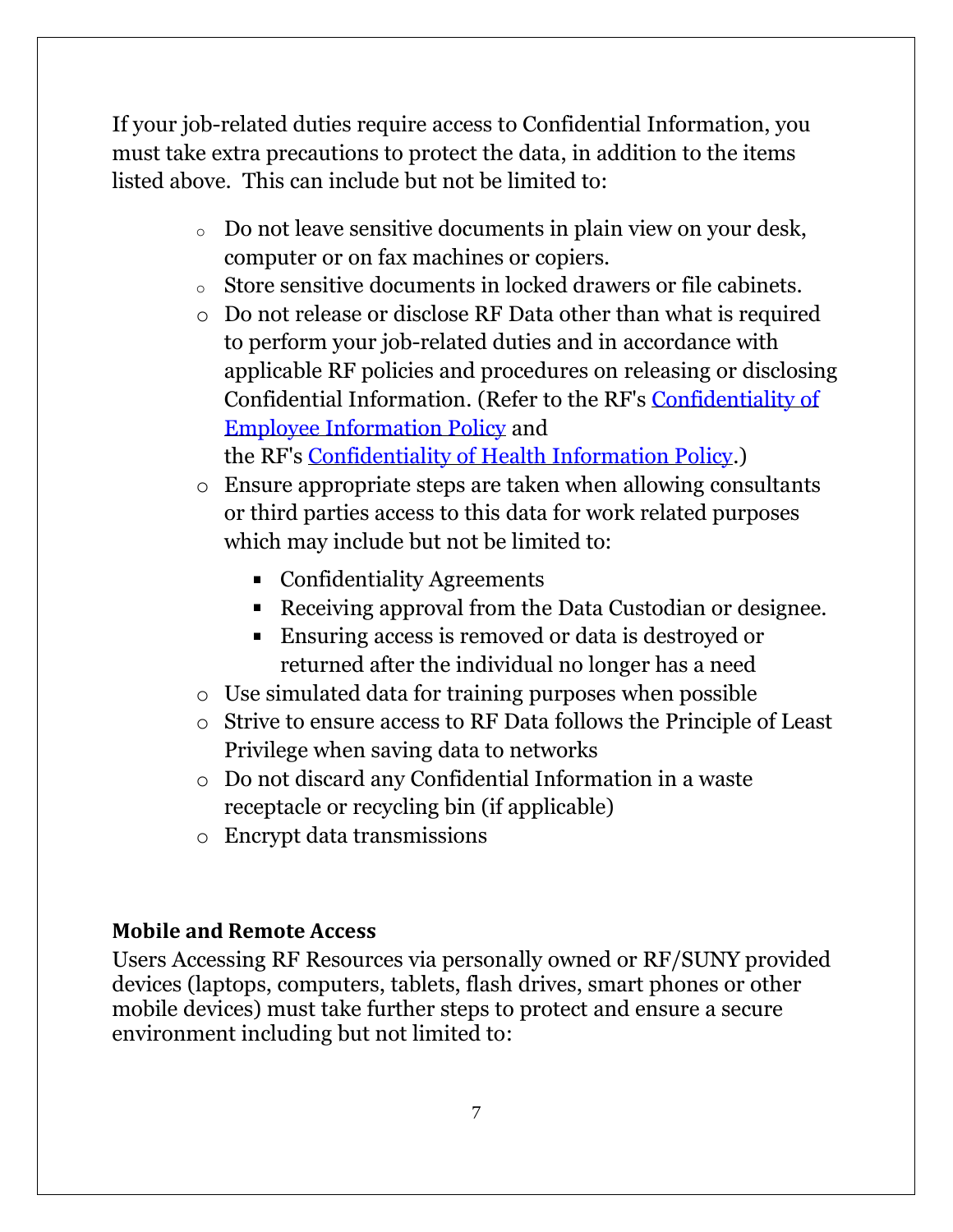If your job-related duties require access to Confidential Information, you must take extra precautions to protect the data, in addition to the items listed above. This can include but not be limited to:

- Do not leave sensitive documents in plain view on your desk, computer or on fax machines or copiers.
- Store sensitive documents in locked drawers or file cabinets.
- Do not release or disclose RF Data other than what is required to perform your job-related duties and in accordance with applicable RF policies and procedures on releasing or disclosing Confidential Information. (Refer to the RF's Confidentiality of Employee Information Policy and the RF's Confidentiality of Health Information Policy.)
- Ensure appropriate steps are taken when allowing consultants or third parties access to this data for work related purposes which may include but not be limited to:
  - Confidentiality Agreements
  - Receiving approval from the Data Custodian or designee.
  - Ensuring access is removed or data is destroyed or returned after the individual no longer has a need
- Use simulated data for training purposes when possible
- Strive to ensure access to RF Data follows the Principle of Least Privilege when saving data to networks
- Do not discard any Confidential Information in a waste receptacle or recycling bin (if applicable)
- Encrypt data transmissions

**Mobile and Remote Access**

Users Accessing RF Resources via personally owned or RF/SUNY provided devices (laptops, computers, tablets, flash drives, smart phones or other mobile devices) must take further steps to protect and ensure a secure environment including but not limited to: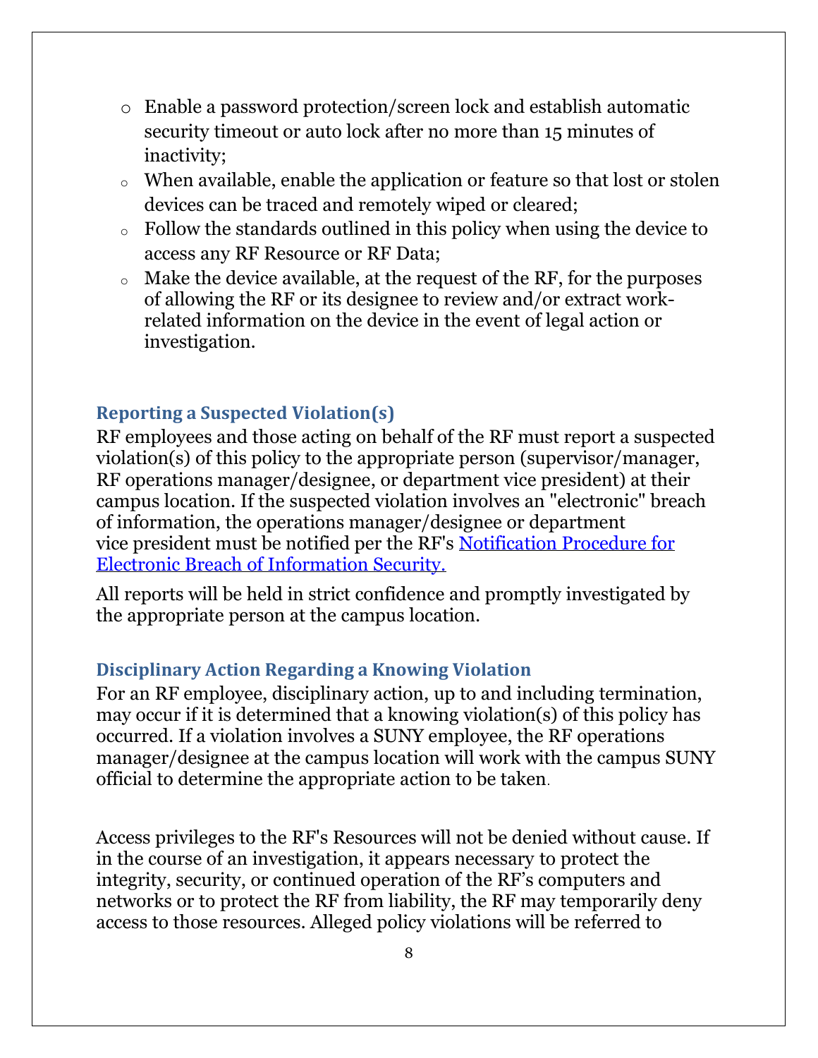- Enable a password protection/screen lock and establish automatic security timeout or auto lock after no more than 15 minutes of inactivity;
- When available, enable the application or feature so that lost or stolen devices can be traced and remotely wiped or cleared;
- Follow the standards outlined in this policy when using the device to access any RF Resource or RF Data;
- Make the device available, at the request of the RF, for the purposes of allowing the RF or its designee to review and/or extract work-related information on the device in the event of legal action or investigation.

### Reporting a Suspected Violation(s)

RF employees and those acting on behalf of the RF must report a suspected violation(s) of this policy to the appropriate person (supervisor/manager, RF operations manager/designee, or department vice president) at their campus location. If the suspected violation involves an "electronic" breach of information, the operations manager/designee or department vice president must be notified per the RF's Notification Procedure for Electronic Breach of Information Security.

All reports will be held in strict confidence and promptly investigated by the appropriate person at the campus location.

### Disciplinary Action Regarding a Knowing Violation

For an RF employee, disciplinary action, up to and including termination, may occur if it is determined that a knowing violation(s) of this policy has occurred. If a violation involves a SUNY employee, the RF operations manager/designee at the campus location will work with the campus SUNY official to determine the appropriate action to be taken.

Access privileges to the RF's Resources will not be denied without cause. If in the course of an investigation, it appears necessary to protect the integrity, security, or continued operation of the RF's computers and networks or to protect the RF from liability, the RF may temporarily deny access to those resources. Alleged policy violations will be referred to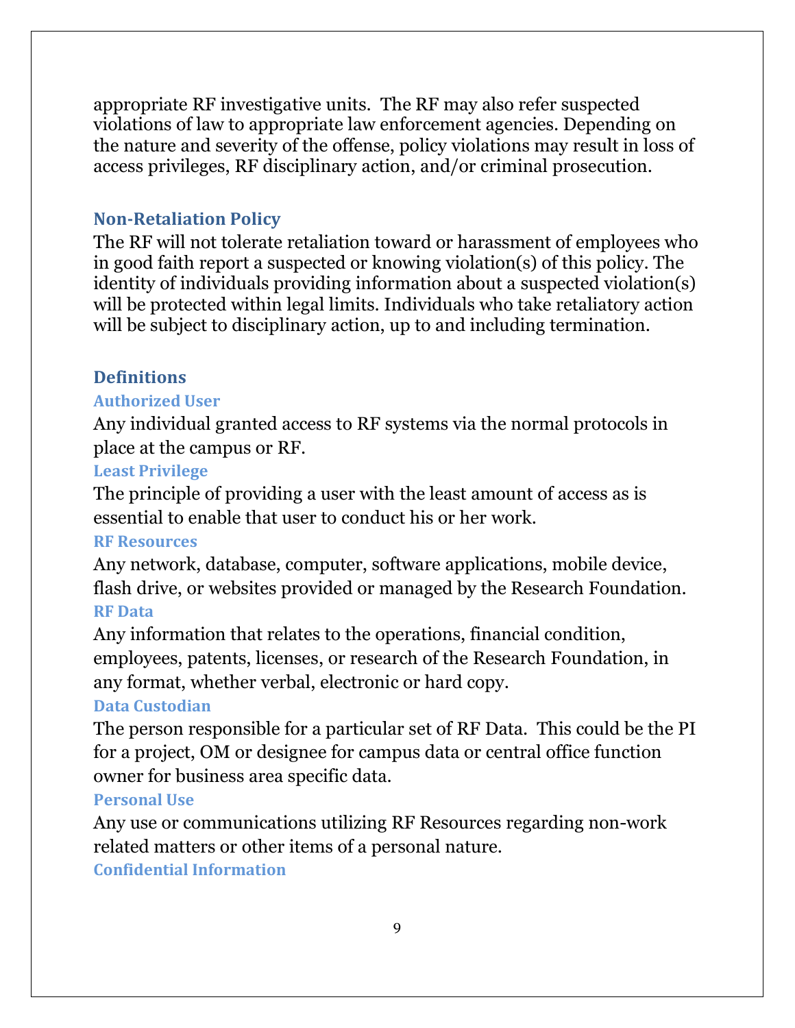appropriate RF investigative units. The RF may also refer suspected violations of law to appropriate law enforcement agencies. Depending on the nature and severity of the offense, policy violations may result in loss of access privileges, RF disciplinary action, and/or criminal prosecution.

## Non-Retaliation Policy

The RF will not tolerate retaliation toward or harassment of employees who in good faith report a suspected or knowing violation(s) of this policy. The identity of individuals providing information about a suspected violation(s) will be protected within legal limits. Individuals who take retaliatory action will be subject to disciplinary action, up to and including termination.

## Definitions

### Authorized User

Any individual granted access to RF systems via the normal protocols in place at the campus or RF.

### Least Privilege

The principle of providing a user with the least amount of access as is essential to enable that user to conduct his or her work.

### RF Resources

Any network, database, computer, software applications, mobile device, flash drive, or websites provided or managed by the Research Foundation.

### RF Data

Any information that relates to the operations, financial condition, employees, patents, licenses, or research of the Research Foundation, in any format, whether verbal, electronic or hard copy.

### Data Custodian

The person responsible for a particular set of RF Data. This could be the PI for a project, OM or designee for campus data or central office function owner for business area specific data.

### Personal Use

Any use or communications utilizing RF Resources regarding non-work related matters or other items of a personal nature.

### Confidential Information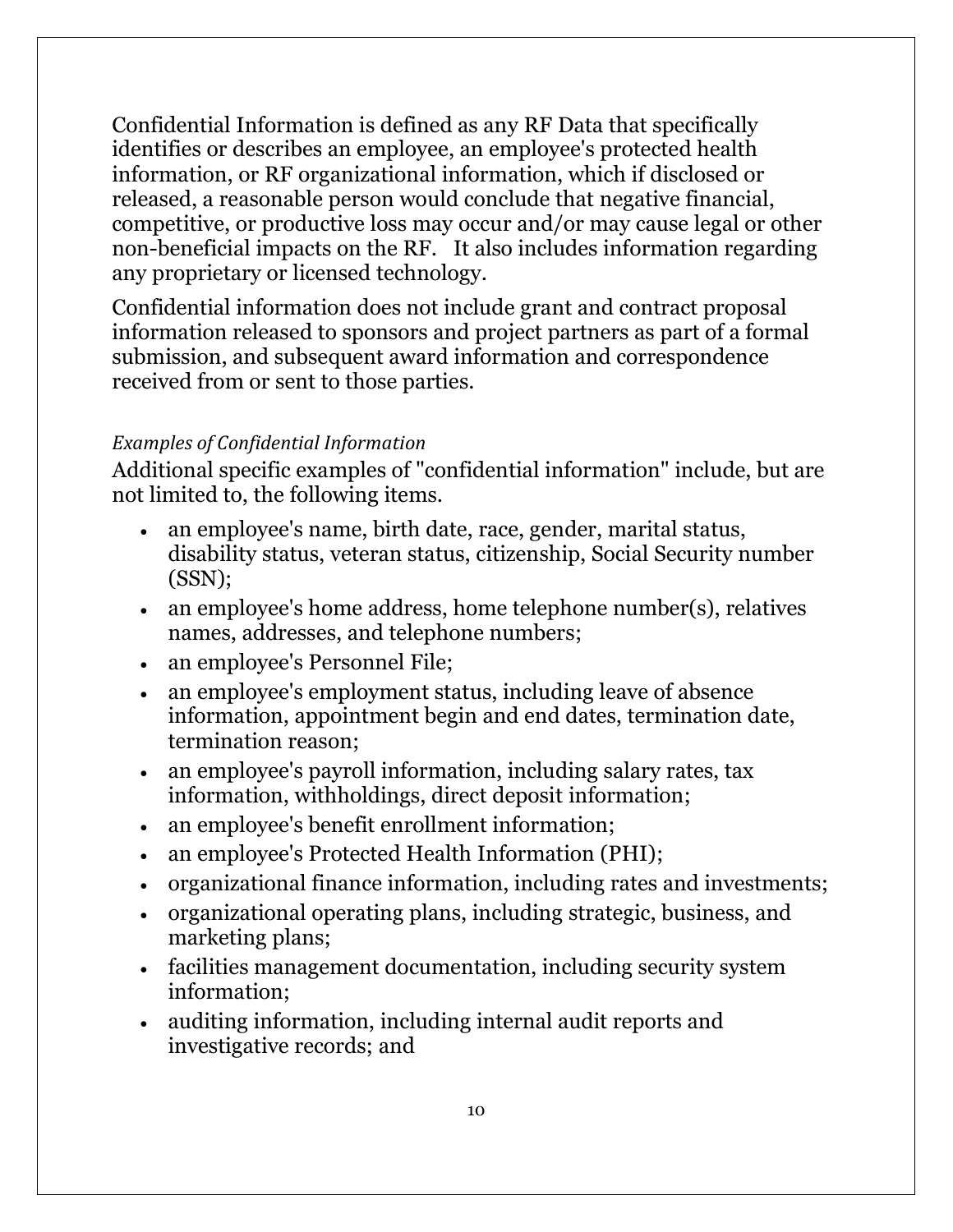Confidential Information is defined as any RF Data that specifically identifies or describes an employee, an employee's protected health information, or RF organizational information, which if disclosed or released, a reasonable person would conclude that negative financial, competitive, or productive loss may occur and/or may cause legal or other non-beneficial impacts on the RF. It also includes information regarding any proprietary or licensed technology.

Confidential information does not include grant and contract proposal information released to sponsors and project partners as part of a formal submission, and subsequent award information and correspondence received from or sent to those parties.

*Examples of Confidential Information*

Additional specific examples of "confidential information" include, but are not limited to, the following items.

- an employee's name, birth date, race, gender, marital status, disability status, veteran status, citizenship, Social Security number (SSN);
- an employee's home address, home telephone number(s), relatives names, addresses, and telephone numbers;
- an employee's Personnel File;
- an employee's employment status, including leave of absence information, appointment begin and end dates, termination date, termination reason;
- an employee's payroll information, including salary rates, tax information, withholdings, direct deposit information;
- an employee's benefit enrollment information;
- an employee's Protected Health Information (PHI);
- organizational finance information, including rates and investments;
- organizational operating plans, including strategic, business, and marketing plans;
- facilities management documentation, including security system information;
- auditing information, including internal audit reports and investigative records; and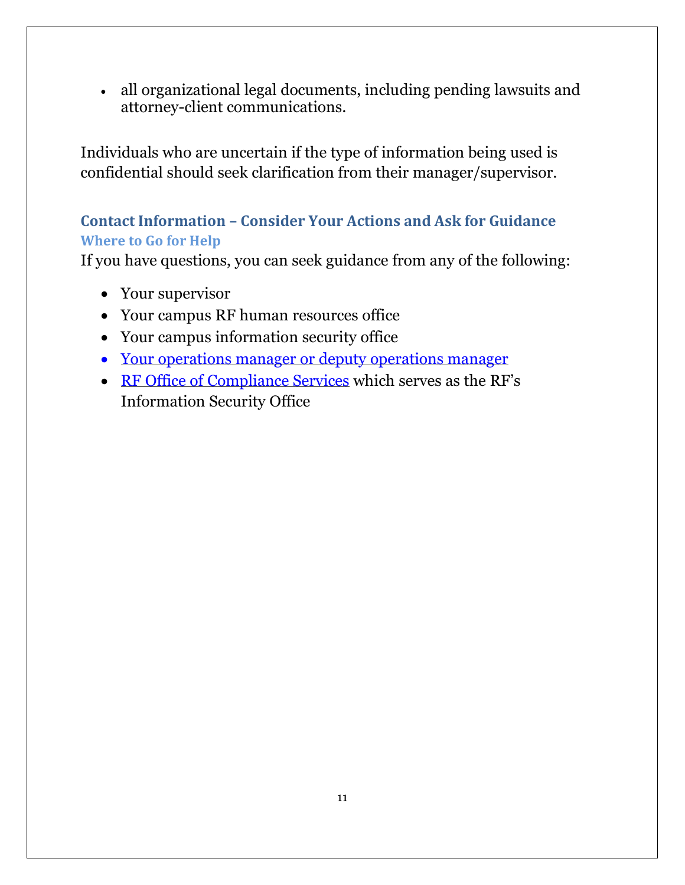- all organizational legal documents, including pending lawsuits and attorney-client communications.

Individuals who are uncertain if the type of information being used is confidential should seek clarification from their manager/supervisor.

## Contact Information – Consider Your Actions and Ask for Guidance

### Where to Go for Help

If you have questions, you can seek guidance from any of the following:

- Your supervisor
- Your campus RF human resources office
- Your campus information security office
- Your operations manager or deputy operations manager
- RF Office of Compliance Services which serves as the RF's Information Security Office